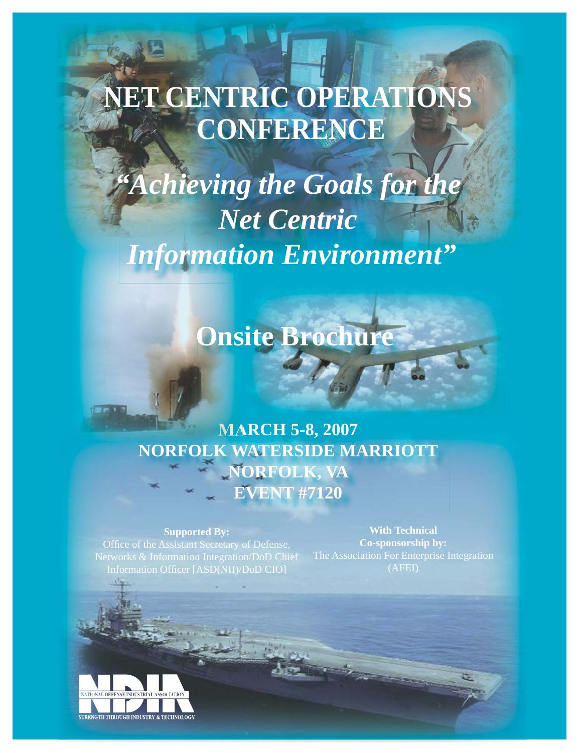# NET CENTRIC OPERATIONS CONFERENCE

## *"Achieving the Goals for the Net Centric Information Environment"*

## Onsite Brochure

**MARCH 5-8, 2007**
**NORFOLK WATERSIDE MARRIOTT**
**NORFOLK, VA**
**EVENT #7120**

**Supported By:**
Office of the Assistant Secretary of Defense, Networks & Information Integration/DoD Chief Information Officer [ASD(NII)/DoD CIO]

**With Technical Co-sponsorship by:**
The Association For Enterprise Integration (AFEI)

NDIA
NATIONAL DEFENSE INDUSTRIAL ASSOCIATION
STRENGTH THROUGH INDUSTRY & TECHNOLOGY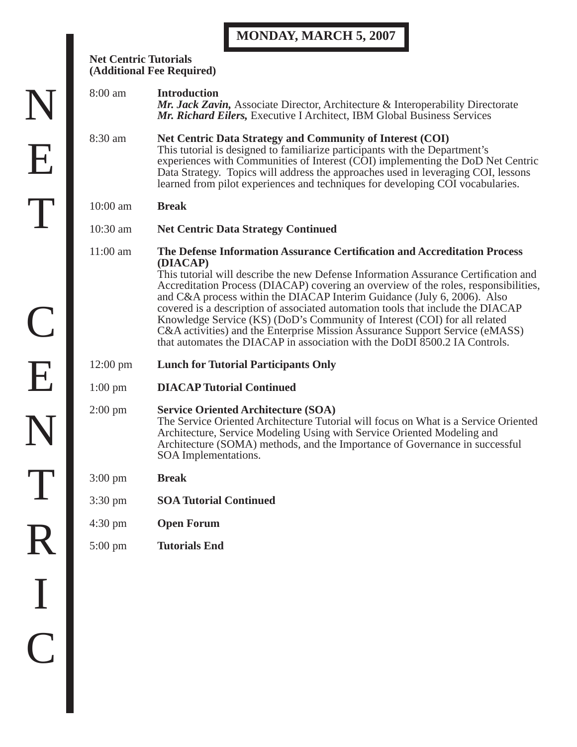# MONDAY, MARCH 5, 2007

NET CENTRIC

**Net Centric Tutorials**
**(Additional Fee Required)**

| | |
|---|---|
| 8:00 am | **Introduction**<br>***Mr. Jack Zavin,*** Associate Director, Architecture & Interoperability Directorate<br>***Mr. Richard Eilers,*** Executive I Architect, IBM Global Business Services |
| 8:30 am | **Net Centric Data Strategy and Community of Interest (COI)**<br>This tutorial is designed to familiarize participants with the Department's experiences with Communities of Interest (COI) implementing the DoD Net Centric Data Strategy. Topics will address the approaches used in leveraging COI, lessons learned from pilot experiences and techniques for developing COI vocabularies. |
| 10:00 am | **Break** |
| 10:30 am | **Net Centric Data Strategy Continued** |
| 11:00 am | **The Defense Information Assurance Certification and Accreditation Process (DIACAP)**<br>This tutorial will describe the new Defense Information Assurance Certification and Accreditation Process (DIACAP) covering an overview of the roles, responsibilities, and C&A process within the DIACAP Interim Guidance (July 6, 2006). Also covered is a description of associated automation tools that include the DIACAP Knowledge Service (KS) (DoD's Community of Interest (COI) for all related C&A activities) and the Enterprise Mission Assurance Support Service (eMASS) that automates the DIACAP in association with the DoDI 8500.2 IA Controls. |
| 12:00 pm | **Lunch for Tutorial Participants Only** |
| 1:00 pm | **DIACAP Tutorial Continued** |
| 2:00 pm | **Service Oriented Architecture (SOA)**<br>The Service Oriented Architecture Tutorial will focus on What is a Service Oriented Architecture, Service Modeling Using with Service Oriented Modeling and Architecture (SOMA) methods, and the Importance of Governance in successful SOA Implementations. |
| 3:00 pm | **Break** |
| 3:30 pm | **SOA Tutorial Continued** |
| 4:30 pm | **Open Forum** |
| 5:00 pm | **Tutorials End** |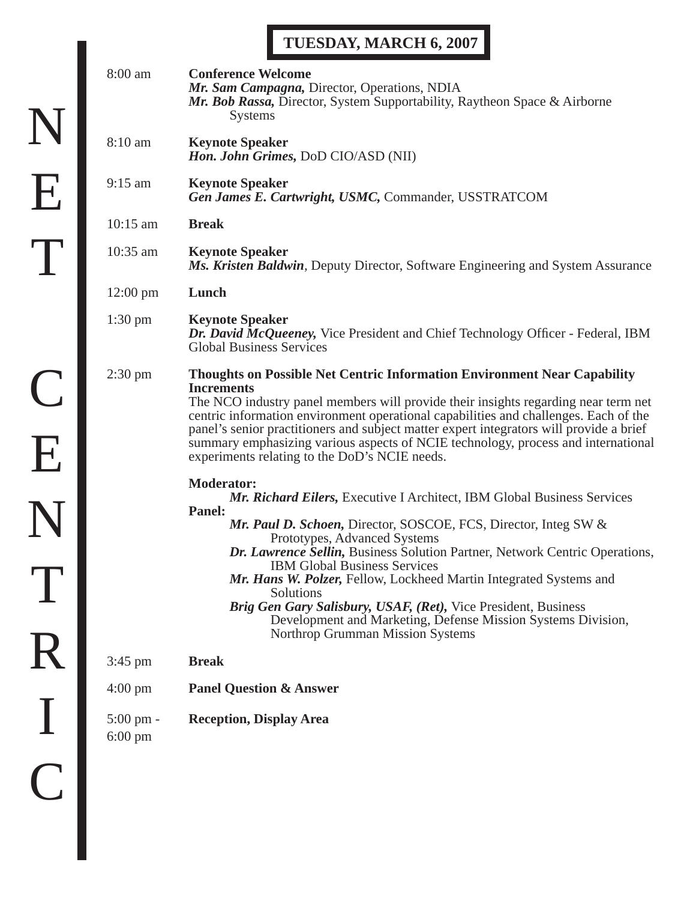## TUESDAY, MARCH 6, 2007

**8:00 am** — **Conference Welcome**
***Mr. Sam Campagna,*** Director, Operations, NDIA
***Mr. Bob Rassa,*** Director, System Supportability, Raytheon Space & Airborne Systems

**8:10 am** — **Keynote Speaker**
***Hon. John Grimes,*** DoD CIO/ASD (NII)

**9:15 am** — **Keynote Speaker**
***Gen James E. Cartwright, USMC,*** Commander, USSTRATCOM

**10:15 am** — **Break**

**10:35 am** — **Keynote Speaker**
***Ms. Kristen Baldwin***, Deputy Director, Software Engineering and System Assurance

**12:00 pm** — **Lunch**

**1:30 pm** — **Keynote Speaker**
***Dr. David McQueeney,*** Vice President and Chief Technology Officer - Federal, IBM Global Business Services

**2:30 pm** — **Thoughts on Possible Net Centric Information Environment Near Capability Increments**

The NCO industry panel members will provide their insights regarding near term net centric information environment operational capabilities and challenges. Each of the panel's senior practitioners and subject matter expert integrators will provide a brief summary emphasizing various aspects of NCIE technology, process and international experiments relating to the DoD's NCIE needs.

**Moderator:**
- ***Mr. Richard Eilers,*** Executive I Architect, IBM Global Business Services

**Panel:**
- ***Mr. Paul D. Schoen,*** Director, SOSCOE, FCS, Director, Integ SW & Prototypes, Advanced Systems
- ***Dr. Lawrence Sellin,*** Business Solution Partner, Network Centric Operations, IBM Global Business Services
- ***Mr. Hans W. Polzer,*** Fellow, Lockheed Martin Integrated Systems and Solutions
- ***Brig Gen Gary Salisbury, USAF, (Ret),*** Vice President, Business Development and Marketing, Defense Mission Systems Division, Northrop Grumman Mission Systems

**3:45 pm** — **Break**

**4:00 pm** — **Panel Question & Answer**

**5:00 pm - 6:00 pm** — **Reception, Display Area**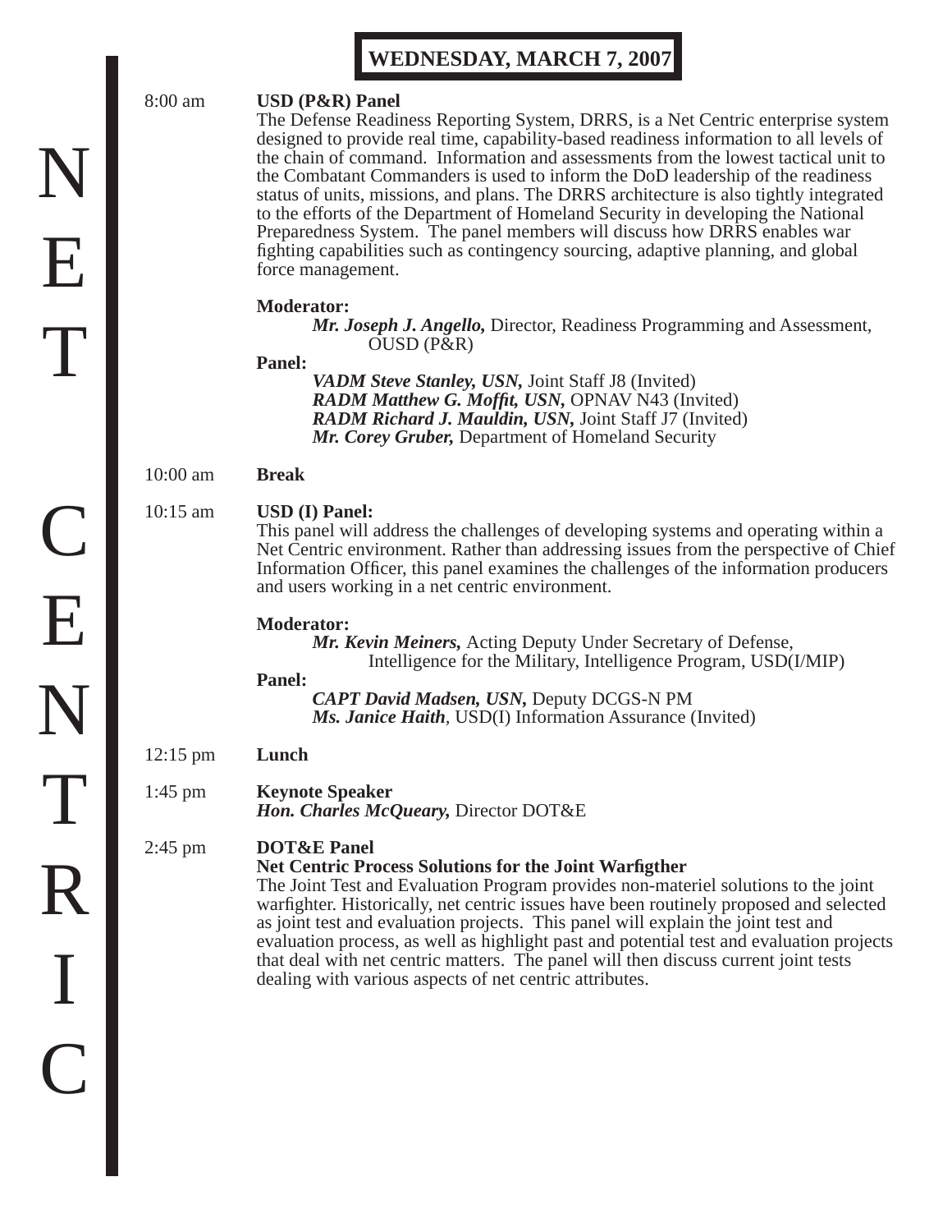# WEDNESDAY, MARCH 7, 2007

**8:00 am** **USD (P&R) Panel**

The Defense Readiness Reporting System, DRRS, is a Net Centric enterprise system designed to provide real time, capability-based readiness information to all levels of the chain of command. Information and assessments from the lowest tactical unit to the Combatant Commanders is used to inform the DoD leadership of the readiness status of units, missions, and plans. The DRRS architecture is also tightly integrated to the efforts of the Department of Homeland Security in developing the National Preparedness System. The panel members will discuss how DRRS enables war fighting capabilities such as contingency sourcing, adaptive planning, and global force management.

**Moderator:**

***Mr. Joseph J. Angello,*** Director, Readiness Programming and Assessment, OUSD (P&R)

**Panel:**

***VADM Steve Stanley, USN,*** Joint Staff J8 (Invited)
***RADM Matthew G. Moffit, USN,*** OPNAV N43 (Invited)
***RADM Richard J. Mauldin, USN,*** Joint Staff J7 (Invited)
***Mr. Corey Gruber,*** Department of Homeland Security

**10:00 am** **Break**

**10:15 am** **USD (I) Panel:**

This panel will address the challenges of developing systems and operating within a Net Centric environment. Rather than addressing issues from the perspective of Chief Information Officer, this panel examines the challenges of the information producers and users working in a net centric environment.

**Moderator:**

***Mr. Kevin Meiners,*** Acting Deputy Under Secretary of Defense, Intelligence for the Military, Intelligence Program, USD(I/MIP)

**Panel:**

***CAPT David Madsen, USN,*** Deputy DCGS-N PM
***Ms. Janice Haith***, USD(I) Information Assurance (Invited)

**12:15 pm** **Lunch**

**1:45 pm** **Keynote Speaker**
***Hon. Charles McQueary,*** Director DOT&E

**2:45 pm** **DOT&E Panel**
**Net Centric Process Solutions for the Joint Warfigther**

The Joint Test and Evaluation Program provides non-materiel solutions to the joint warfighter. Historically, net centric issues have been routinely proposed and selected as joint test and evaluation projects. This panel will explain the joint test and evaluation process, as well as highlight past and potential test and evaluation projects that deal with net centric matters. The panel will then discuss current joint tests dealing with various aspects of net centric attributes.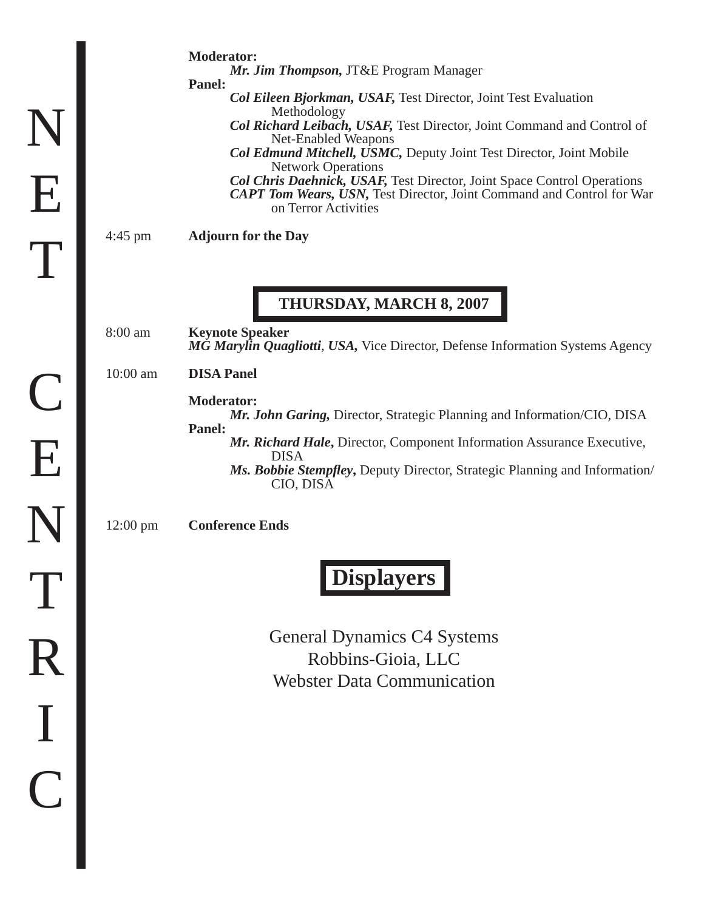**Moderator:**

*Mr. Jim Thompson,* JT&E Program Manager

**Panel:**

*Col Eileen Bjorkman, USAF,* Test Director, Joint Test Evaluation Methodology

*Col Richard Leibach, USAF,* Test Director, Joint Command and Control of Net-Enabled Weapons

*Col Edmund Mitchell, USMC,* Deputy Joint Test Director, Joint Mobile Network Operations

*Col Chris Daehnick, USAF,* Test Director, Joint Space Control Operations

*CAPT Tom Wears, USN,* Test Director, Joint Command and Control for War on Terror Activities

4:45 pm **Adjourn for the Day**

## THURSDAY, MARCH 8, 2007

8:00 am **Keynote Speaker**

*MG Marylin Quagliotti, USA,* Vice Director, Defense Information Systems Agency

10:00 am **DISA Panel**

**Moderator:**

*Mr. John Garing,* Director, Strategic Planning and Information/CIO, DISA

**Panel:**

*Mr. Richard Hale,* Director, Component Information Assurance Executive, DISA

*Ms. Bobbie Stempfley,* Deputy Director, Strategic Planning and Information/CIO, DISA

12:00 pm **Conference Ends**

## Displayers

General Dynamics C4 Systems

Robbins-Gioia, LLC

Webster Data Communication